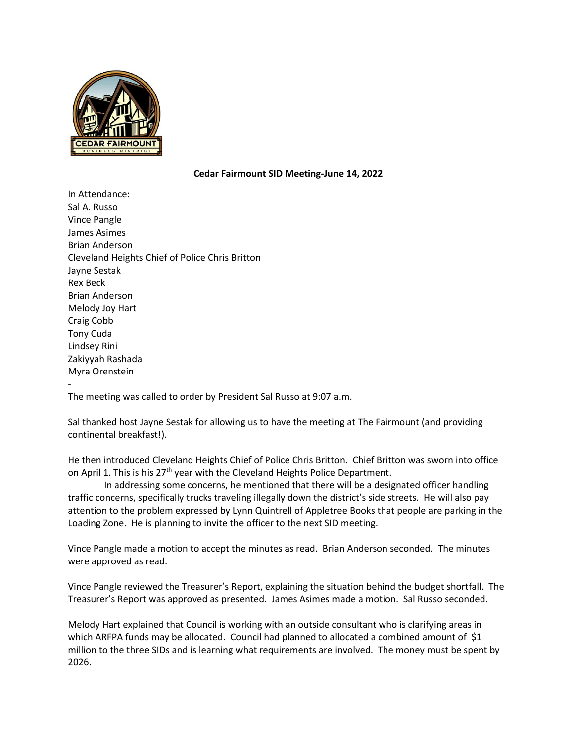**Cedar Fairmount SID Meeting-June 14, 2022**

In Attendance:
Sal A. Russo
Vince Pangle
James Asimes
Brian Anderson
Cleveland Heights Chief of Police Chris Britton
Jayne Sestak
Rex Beck
Brian Anderson
Melody Joy Hart
Craig Cobb
Tony Cuda
Lindsey Rini
Zakiyyah Rashada
Myra Orenstein
-

The meeting was called to order by President Sal Russo at 9:07 a.m.

Sal thanked host Jayne Sestak for allowing us to have the meeting at The Fairmount (and providing continental breakfast!).

He then introduced Cleveland Heights Chief of Police Chris Britton. Chief Britton was sworn into office on April 1. This is his 27th year with the Cleveland Heights Police Department.

In addressing some concerns, he mentioned that there will be a designated officer handling traffic concerns, specifically trucks traveling illegally down the district's side streets. He will also pay attention to the problem expressed by Lynn Quintrell of Appletree Books that people are parking in the Loading Zone. He is planning to invite the officer to the next SID meeting.

Vince Pangle made a motion to accept the minutes as read. Brian Anderson seconded. The minutes were approved as read.

Vince Pangle reviewed the Treasurer's Report, explaining the situation behind the budget shortfall. The Treasurer's Report was approved as presented. James Asimes made a motion. Sal Russo seconded.

Melody Hart explained that Council is working with an outside consultant who is clarifying areas in which ARFPA funds may be allocated. Council had planned to allocated a combined amount of $1 million to the three SIDs and is learning what requirements are involved. The money must be spent by 2026.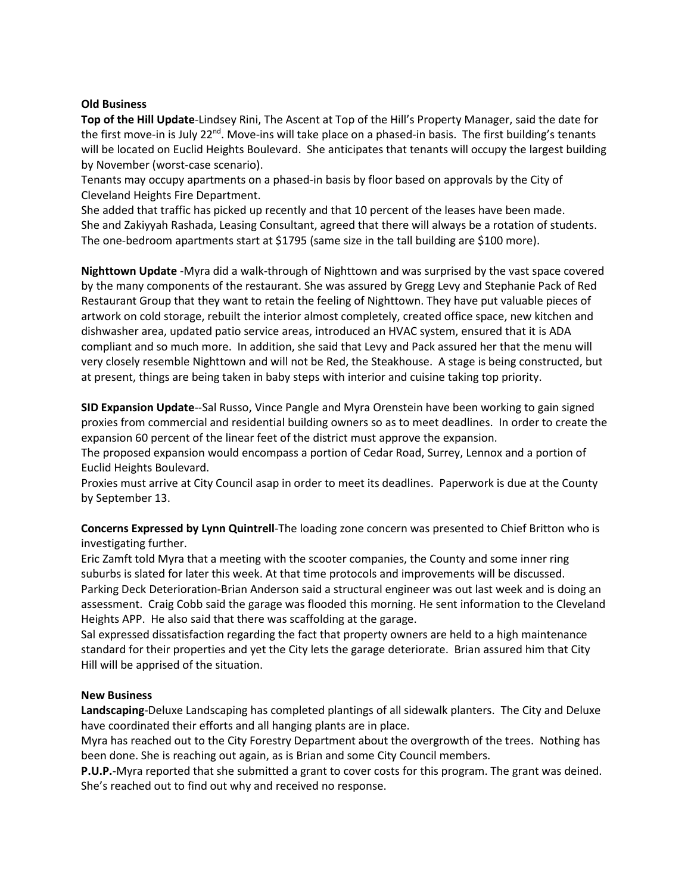**Old Business**

**Top of the Hill Update**-Lindsey Rini, The Ascent at Top of the Hill's Property Manager, said the date for the first move-in is July 22nd. Move-ins will take place on a phased-in basis. The first building's tenants will be located on Euclid Heights Boulevard. She anticipates that tenants will occupy the largest building by November (worst-case scenario).

Tenants may occupy apartments on a phased-in basis by floor based on approvals by the City of Cleveland Heights Fire Department.

She added that traffic has picked up recently and that 10 percent of the leases have been made.

She and Zakiyyah Rashada, Leasing Consultant, agreed that there will always be a rotation of students.

The one-bedroom apartments start at $1795 (same size in the tall building are $100 more).

**Nighttown Update** -Myra did a walk-through of Nighttown and was surprised by the vast space covered by the many components of the restaurant. She was assured by Gregg Levy and Stephanie Pack of Red Restaurant Group that they want to retain the feeling of Nighttown. They have put valuable pieces of artwork on cold storage, rebuilt the interior almost completely, created office space, new kitchen and dishwasher area, updated patio service areas, introduced an HVAC system, ensured that it is ADA compliant and so much more. In addition, she said that Levy and Pack assured her that the menu will very closely resemble Nighttown and will not be Red, the Steakhouse. A stage is being constructed, but at present, things are being taken in baby steps with interior and cuisine taking top priority.

**SID Expansion Update**--Sal Russo, Vince Pangle and Myra Orenstein have been working to gain signed proxies from commercial and residential building owners so as to meet deadlines. In order to create the expansion 60 percent of the linear feet of the district must approve the expansion.

The proposed expansion would encompass a portion of Cedar Road, Surrey, Lennox and a portion of Euclid Heights Boulevard.

Proxies must arrive at City Council asap in order to meet its deadlines. Paperwork is due at the County by September 13.

**Concerns Expressed by Lynn Quintrell**-The loading zone concern was presented to Chief Britton who is investigating further.

Eric Zamft told Myra that a meeting with the scooter companies, the County and some inner ring suburbs is slated for later this week. At that time protocols and improvements will be discussed.

Parking Deck Deterioration-Brian Anderson said a structural engineer was out last week and is doing an assessment. Craig Cobb said the garage was flooded this morning. He sent information to the Cleveland Heights APP. He also said that there was scaffolding at the garage.

Sal expressed dissatisfaction regarding the fact that property owners are held to a high maintenance standard for their properties and yet the City lets the garage deteriorate. Brian assured him that City Hill will be apprised of the situation.

**New Business**

**Landscaping**-Deluxe Landscaping has completed plantings of all sidewalk planters. The City and Deluxe have coordinated their efforts and all hanging plants are in place.

Myra has reached out to the City Forestry Department about the overgrowth of the trees. Nothing has been done. She is reaching out again, as is Brian and some City Council members.

**P.U.P.**-Myra reported that she submitted a grant to cover costs for this program. The grant was deined. She's reached out to find out why and received no response.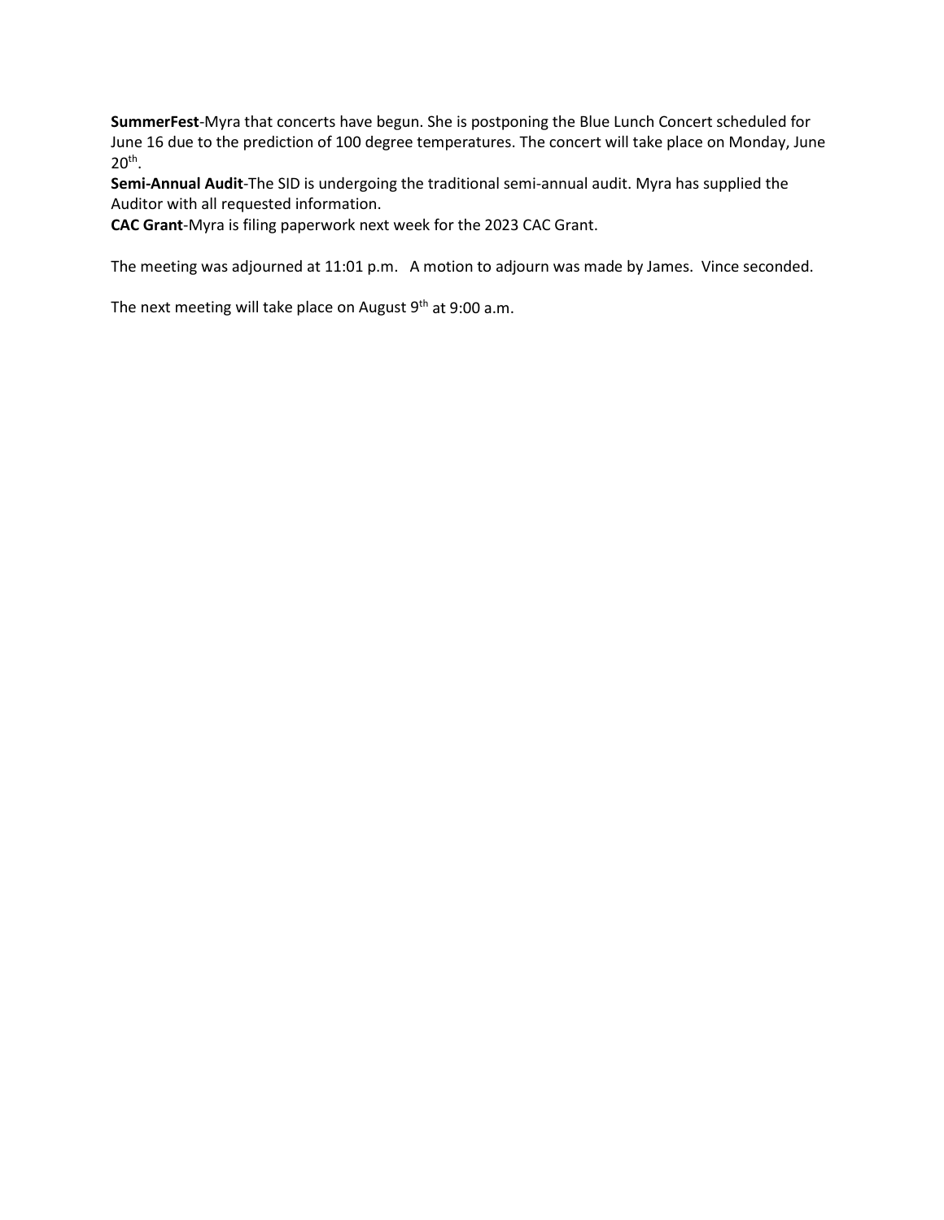**SummerFest**-Myra that concerts have begun. She is postponing the Blue Lunch Concert scheduled for June 16 due to the prediction of 100 degree temperatures. The concert will take place on Monday, June 20th.

**Semi-Annual Audit**-The SID is undergoing the traditional semi-annual audit. Myra has supplied the Auditor with all requested information.

**CAC Grant**-Myra is filing paperwork next week for the 2023 CAC Grant.

The meeting was adjourned at 11:01 p.m. A motion to adjourn was made by James. Vince seconded.

The next meeting will take place on August 9th at 9:00 a.m.